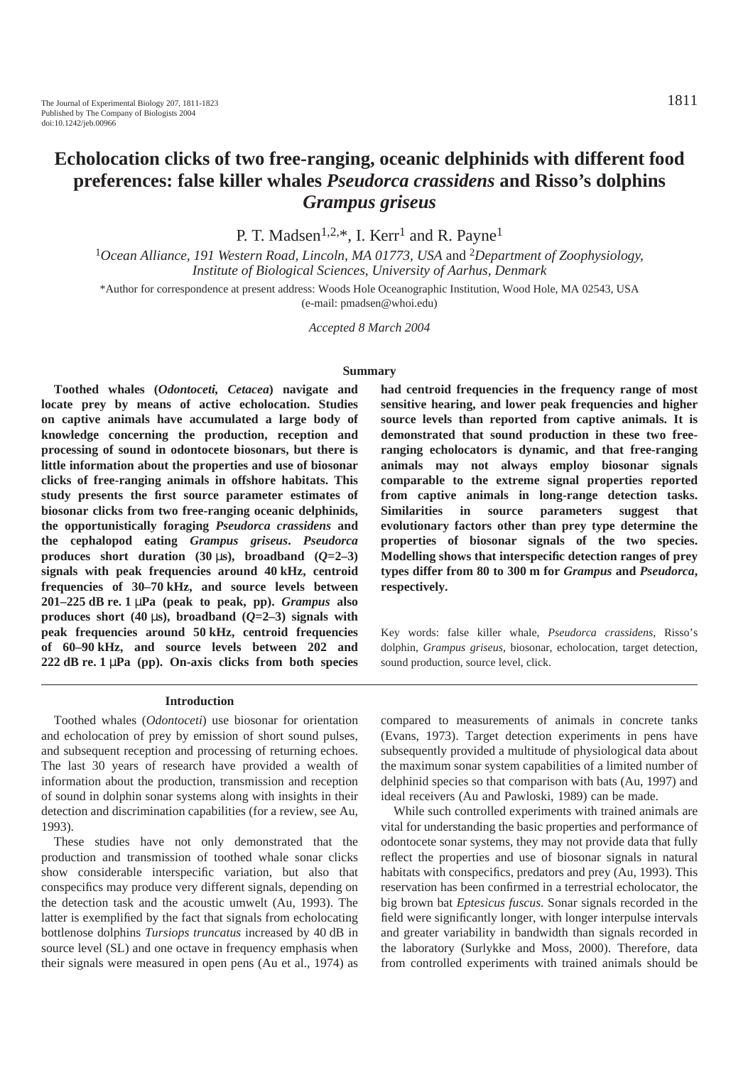# Echolocation clicks of two free-ranging, oceanic delphinids with different food preferences: false killer whales *Pseudorca crassidens* and Risso's dolphins *Grampus griseus*

P. T. Madsen[1,2,*], I. Kerr[1] and R. Payne[1]

[1]*Ocean Alliance, 191 Western Road, Lincoln, MA 01773, USA* and [2]*Department of Zoophysiology, Institute of Biological Sciences, University of Aarhus, Denmark*

*Author for correspondence at present address: Woods Hole Oceanographic Institution, Wood Hole, MA 02543, USA (e-mail: pmadsen@whoi.edu)

*Accepted 8 March 2004*

## Summary

**Toothed whales (*Odontoceti, Cetacea*) navigate and locate prey by means of active echolocation. Studies on captive animals have accumulated a large body of knowledge concerning the production, reception and processing of sound in odontocete biosonars, but there is little information about the properties and use of biosonar clicks of free-ranging animals in offshore habitats. This study presents the first source parameter estimates of biosonar clicks from two free-ranging oceanic delphinids, the opportunistically foraging *Pseudorca crassidens* and the cephalopod eating *Grampus griseus*. *Pseudorca* produces short duration (30 μs), broadband (*Q*=2–3) signals with peak frequencies around 40 kHz, centroid frequencies of 30–70 kHz, and source levels between 201–225 dB re. 1 μPa (peak to peak, pp). *Grampus* also produces short (40 μs), broadband (*Q*=2–3) signals with peak frequencies around 50 kHz, centroid frequencies of 60–90 kHz, and source levels between 202 and 222 dB re. 1 μPa (pp). On-axis clicks from both species had centroid frequencies in the frequency range of most sensitive hearing, and lower peak frequencies and higher source levels than reported from captive animals. It is demonstrated that sound production in these two free-ranging echolocators is dynamic, and that free-ranging animals may not always employ biosonar signals comparable to the extreme signal properties reported from captive animals in long-range detection tasks. Similarities in source parameters suggest that evolutionary factors other than prey type determine the properties of biosonar signals of the two species. Modelling shows that interspecific detection ranges of prey types differ from 80 to 300 m for *Grampus* and *Pseudorca*, respectively.**

Key words: false killer whale, *Pseudorca crassidens*, Risso's dolphin, *Grampus griseus*, biosonar, echolocation, target detection, sound production, source level, click.

## Introduction

Toothed whales (*Odontoceti*) use biosonar for orientation and echolocation of prey by emission of short sound pulses, and subsequent reception and processing of returning echoes. The last 30 years of research have provided a wealth of information about the production, transmission and reception of sound in dolphin sonar systems along with insights in their detection and discrimination capabilities (for a review, see Au, 1993).

These studies have not only demonstrated that the production and transmission of toothed whale sonar clicks show considerable interspecific variation, but also that conspecifics may produce very different signals, depending on the detection task and the acoustic umwelt (Au, 1993). The latter is exemplified by the fact that signals from echolocating bottlenose dolphins *Tursiops truncatus* increased by 40 dB in source level (SL) and one octave in frequency emphasis when their signals were measured in open pens (Au et al., 1974) as compared to measurements of animals in concrete tanks (Evans, 1973). Target detection experiments in pens have subsequently provided a multitude of physiological data about the maximum sonar system capabilities of a limited number of delphinid species so that comparison with bats (Au, 1997) and ideal receivers (Au and Pawloski, 1989) can be made.

While such controlled experiments with trained animals are vital for understanding the basic properties and performance of odontocete sonar systems, they may not provide data that fully reflect the properties and use of biosonar signals in natural habitats with conspecifics, predators and prey (Au, 1993). This reservation has been confirmed in a terrestrial echolocator, the big brown bat *Eptesicus fuscus*. Sonar signals recorded in the field were significantly longer, with longer interpulse intervals and greater variability in bandwidth than signals recorded in the laboratory (Surlykke and Moss, 2000). Therefore, data from controlled experiments with trained animals should be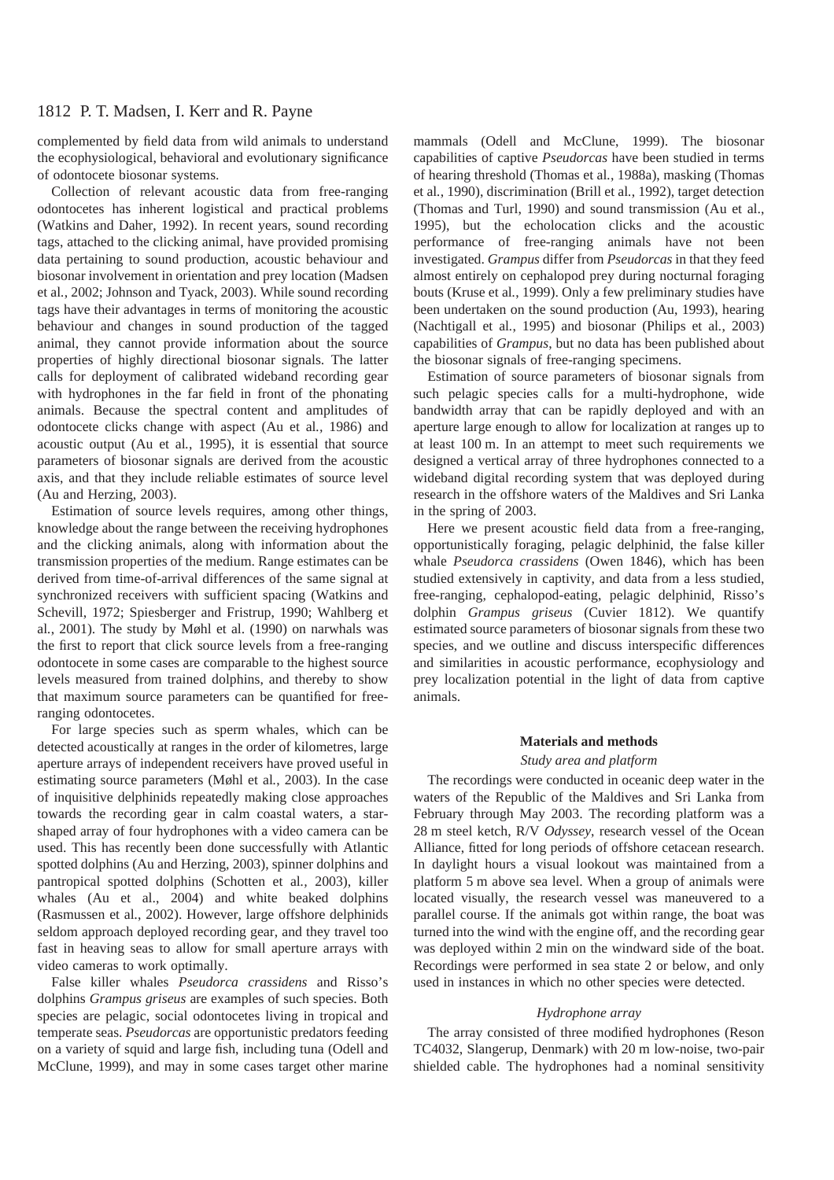complemented by field data from wild animals to understand the ecophysiological, behavioral and evolutionary significance of odontocete biosonar systems.

Collection of relevant acoustic data from free-ranging odontocetes has inherent logistical and practical problems (Watkins and Daher, 1992). In recent years, sound recording tags, attached to the clicking animal, have provided promising data pertaining to sound production, acoustic behaviour and biosonar involvement in orientation and prey location (Madsen et al., 2002; Johnson and Tyack, 2003). While sound recording tags have their advantages in terms of monitoring the acoustic behaviour and changes in sound production of the tagged animal, they cannot provide information about the source properties of highly directional biosonar signals. The latter calls for deployment of calibrated wideband recording gear with hydrophones in the far field in front of the phonating animals. Because the spectral content and amplitudes of odontocete clicks change with aspect (Au et al., 1986) and acoustic output (Au et al., 1995), it is essential that source parameters of biosonar signals are derived from the acoustic axis, and that they include reliable estimates of source level (Au and Herzing, 2003).

Estimation of source levels requires, among other things, knowledge about the range between the receiving hydrophones and the clicking animals, along with information about the transmission properties of the medium. Range estimates can be derived from time-of-arrival differences of the same signal at synchronized receivers with sufficient spacing (Watkins and Schevill, 1972; Spiesberger and Fristrup, 1990; Wahlberg et al., 2001). The study by Møhl et al. (1990) on narwhals was the first to report that click source levels from a free-ranging odontocete in some cases are comparable to the highest source levels measured from trained dolphins, and thereby to show that maximum source parameters can be quantified for free-ranging odontocetes.

For large species such as sperm whales, which can be detected acoustically at ranges in the order of kilometres, large aperture arrays of independent receivers have proved useful in estimating source parameters (Møhl et al., 2003). In the case of inquisitive delphinids repeatedly making close approaches towards the recording gear in calm coastal waters, a star-shaped array of four hydrophones with a video camera can be used. This has recently been done successfully with Atlantic spotted dolphins (Au and Herzing, 2003), spinner dolphins and pantropical spotted dolphins (Schotten et al., 2003), killer whales (Au et al., 2004) and white beaked dolphins (Rasmussen et al., 2002). However, large offshore delphinids seldom approach deployed recording gear, and they travel too fast in heaving seas to allow for small aperture arrays with video cameras to work optimally.

False killer whales *Pseudorca crassidens* and Risso's dolphins *Grampus griseus* are examples of such species. Both species are pelagic, social odontocetes living in tropical and temperate seas. *Pseudorcas* are opportunistic predators feeding on a variety of squid and large fish, including tuna (Odell and McClune, 1999), and may in some cases target other marine mammals (Odell and McClune, 1999). The biosonar capabilities of captive *Pseudorcas* have been studied in terms of hearing threshold (Thomas et al., 1988a), masking (Thomas et al., 1990), discrimination (Brill et al., 1992), target detection (Thomas and Turl, 1990) and sound transmission (Au et al., 1995), but the echolocation clicks and the acoustic performance of free-ranging animals have not been investigated. *Grampus* differ from *Pseudorcas* in that they feed almost entirely on cephalopod prey during nocturnal foraging bouts (Kruse et al., 1999). Only a few preliminary studies have been undertaken on the sound production (Au, 1993), hearing (Nachtigall et al., 1995) and biosonar (Philips et al., 2003) capabilities of *Grampus*, but no data has been published about the biosonar signals of free-ranging specimens.

Estimation of source parameters of biosonar signals from such pelagic species calls for a multi-hydrophone, wide bandwidth array that can be rapidly deployed and with an aperture large enough to allow for localization at ranges up to at least 100 m. In an attempt to meet such requirements we designed a vertical array of three hydrophones connected to a wideband digital recording system that was deployed during research in the offshore waters of the Maldives and Sri Lanka in the spring of 2003.

Here we present acoustic field data from a free-ranging, opportunistically foraging, pelagic delphinid, the false killer whale *Pseudorca crassidens* (Owen 1846), which has been studied extensively in captivity, and data from a less studied, free-ranging, cephalopod-eating, pelagic delphinid, Risso's dolphin *Grampus griseus* (Cuvier 1812). We quantify estimated source parameters of biosonar signals from these two species, and we outline and discuss interspecific differences and similarities in acoustic performance, ecophysiology and prey localization potential in the light of data from captive animals.

## Materials and methods

### *Study area and platform*

The recordings were conducted in oceanic deep water in the waters of the Republic of the Maldives and Sri Lanka from February through May 2003. The recording platform was a 28 m steel ketch, R/V *Odyssey*, research vessel of the Ocean Alliance, fitted for long periods of offshore cetacean research. In daylight hours a visual lookout was maintained from a platform 5 m above sea level. When a group of animals were located visually, the research vessel was maneuvered to a parallel course. If the animals got within range, the boat was turned into the wind with the engine off, and the recording gear was deployed within 2 min on the windward side of the boat. Recordings were performed in sea state 2 or below, and only used in instances in which no other species were detected.

### *Hydrophone array*

The array consisted of three modified hydrophones (Reson TC4032, Slangerup, Denmark) with 20 m low-noise, two-pair shielded cable. The hydrophones had a nominal sensitivity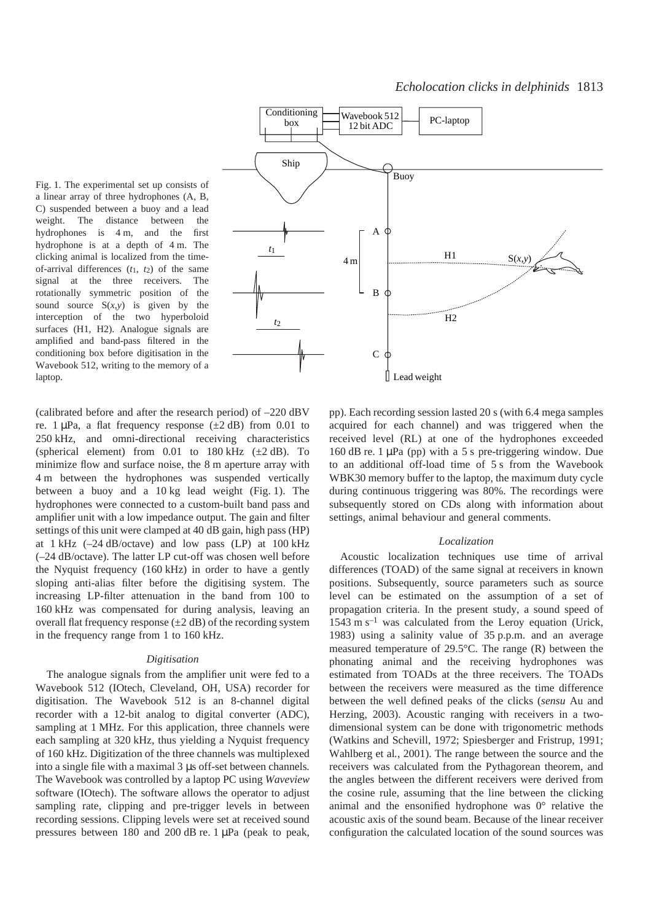Conditioning box

Wavebook 512 12 bit ADC

PC-laptop

Ship

Buoy

A

B

C

4 m

$t_1$

$t_2$

H1

H2

S($x$,$y$)

Lead weight

Fig. 1. The experimental set up consists of a linear array of three hydrophones (A, B, C) suspended between a buoy and a lead weight. The distance between the hydrophones is 4 m, and the first hydrophone is at a depth of 4 m. The clicking animal is localized from the time-of-arrival differences ($t_1$, $t_2$) of the same signal at the three receivers. The rotationally symmetric position of the sound source S($x$,$y$) is given by the interception of the two hyperboloid surfaces (H1, H2). Analogue signals are amplified and band-pass filtered in the conditioning box before digitisation in the Wavebook 512, writing to the memory of a laptop.

(calibrated before and after the research period) of –220 dBV re. 1 μPa, a flat frequency response (±2 dB) from 0.01 to 250 kHz, and omni-directional receiving characteristics (spherical element) from 0.01 to 180 kHz (±2 dB). To minimize flow and surface noise, the 8 m aperture array with 4 m between the hydrophones was suspended vertically between a buoy and a 10 kg lead weight (Fig. 1). The hydrophones were connected to a custom-built band pass and amplifier unit with a low impedance output. The gain and filter settings of this unit were clamped at 40 dB gain, high pass (HP) at 1 kHz (–24 dB/octave) and low pass (LP) at 100 kHz (–24 dB/octave). The latter LP cut-off was chosen well before the Nyquist frequency (160 kHz) in order to have a gently sloping anti-alias filter before the digitising system. The increasing LP-filter attenuation in the band from 100 to 160 kHz was compensated for during analysis, leaving an overall flat frequency response (±2 dB) of the recording system in the frequency range from 1 to 160 kHz.

### *Digitisation*

The analogue signals from the amplifier unit were fed to a Wavebook 512 (IOtech, Cleveland, OH, USA) recorder for digitisation. The Wavebook 512 is an 8-channel digital recorder with a 12-bit analog to digital converter (ADC), sampling at 1 MHz. For this application, three channels were each sampling at 320 kHz, thus yielding a Nyquist frequency of 160 kHz. Digitization of the three channels was multiplexed into a single file with a maximal 3 μs off-set between channels. The Wavebook was controlled by a laptop PC using *Waveview* software (IOtech). The software allows the operator to adjust sampling rate, clipping and pre-trigger levels in between recording sessions. Clipping levels were set at received sound pressures between 180 and 200 dB re. 1 μPa (peak to peak, pp). Each recording session lasted 20 s (with 6.4 mega samples acquired for each channel) and was triggered when the received level (RL) at one of the hydrophones exceeded 160 dB re. 1 μPa (pp) with a 5 s pre-triggering window. Due to an additional off-load time of 5 s from the Wavebook WBK30 memory buffer to the laptop, the maximum duty cycle during continuous triggering was 80%. The recordings were subsequently stored on CDs along with information about settings, animal behaviour and general comments.

### *Localization*

Acoustic localization techniques use time of arrival differences (TOAD) of the same signal at receivers in known positions. Subsequently, source parameters such as source level can be estimated on the assumption of a set of propagation criteria. In the present study, a sound speed of $1543\ \mathrm{m\ s^{-1}}$ was calculated from the Leroy equation (Urick, 1983) using a salinity value of 35 p.p.m. and an average measured temperature of 29.5°C. The range (R) between the phonating animal and the receiving hydrophones was estimated from TOADs at the three receivers. The TOADs between the receivers were measured as the time difference between the well defined peaks of the clicks (*sensu* Au and Herzing, 2003). Acoustic ranging with receivers in a two-dimensional system can be done with trigonometric methods (Watkins and Schevill, 1972; Spiesberger and Fristrup, 1991; Wahlberg et al., 2001). The range between the source and the receivers was calculated from the Pythagorean theorem, and the angles between the different receivers were derived from the cosine rule, assuming that the line between the clicking animal and the ensonified hydrophone was 0° relative the acoustic axis of the sound beam. Because of the linear receiver configuration the calculated location of the sound sources was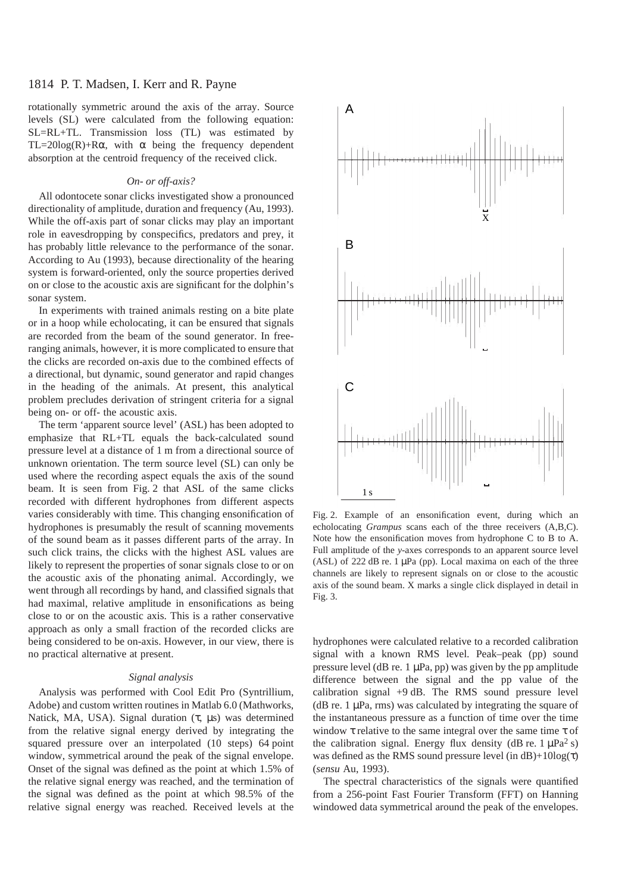rotationally symmetric around the axis of the array. Source levels (SL) were calculated from the following equation: SL=RL+TL. Transmission loss (TL) was estimated by TL=20log(R)+R$\alpha$, with $\alpha$ being the frequency dependent absorption at the centroid frequency of the received click.

### *On- or off-axis?*

All odontocete sonar clicks investigated show a pronounced directionality of amplitude, duration and frequency (Au, 1993). While the off-axis part of sonar clicks may play an important role in eavesdropping by conspecifics, predators and prey, it has probably little relevance to the performance of the sonar. According to Au (1993), because directionality of the hearing system is forward-oriented, only the source properties derived on or close to the acoustic axis are significant for the dolphin's sonar system.

In experiments with trained animals resting on a bite plate or in a hoop while echolocating, it can be ensured that signals are recorded from the beam of the sound generator. In free-ranging animals, however, it is more complicated to ensure that the clicks are recorded on-axis due to the combined effects of a directional, but dynamic, sound generator and rapid changes in the heading of the animals. At present, this analytical problem precludes derivation of stringent criteria for a signal being on- or off- the acoustic axis.

The term 'apparent source level' (ASL) has been adopted to emphasize that RL+TL equals the back-calculated sound pressure level at a distance of 1 m from a directional source of unknown orientation. The term source level (SL) can only be used where the recording aspect equals the axis of the sound beam. It is seen from Fig. 2 that ASL of the same clicks recorded with different hydrophones from different aspects varies considerably with time. This changing ensonification of hydrophones is presumably the result of scanning movements of the sound beam as it passes different parts of the array. In such click trains, the clicks with the highest ASL values are likely to represent the properties of sonar signals close to or on the acoustic axis of the phonating animal. Accordingly, we went through all recordings by hand, and classified signals that had maximal, relative amplitude in ensonifications as being close to or on the acoustic axis. This is a rather conservative approach as only a small fraction of the recorded clicks are being considered to be on-axis. However, in our view, there is no practical alternative at present.

A

X

B

C

1 s

Fig. 2. Example of an ensonification event, during which an echolocating *Grampus* scans each of the three receivers (A,B,C). Note how the ensonification moves from hydrophone C to B to A. Full amplitude of the *y*-axes corresponds to an apparent source level (ASL) of 222 dB re. 1 µPa (pp). Local maxima on each of the three channels are likely to represent signals on or close to the acoustic axis of the sound beam. X marks a single click displayed in detail in Fig. 3.

### *Signal analysis*

Analysis was performed with Cool Edit Pro (Syntrillium, Adobe) and custom written routines in Matlab 6.0 (Mathworks, Natick, MA, USA). Signal duration ($\tau$, µs) was determined from the relative signal energy derived by integrating the squared pressure over an interpolated (10 steps) 64 point window, symmetrical around the peak of the signal envelope. Onset of the signal was defined as the point at which 1.5% of the relative signal energy was reached, and the termination of the signal was defined as the point at which 98.5% of the relative signal energy was reached. Received levels at the hydrophones were calculated relative to a recorded calibration signal with a known RMS level. Peak–peak (pp) sound pressure level (dB re. 1 µPa, pp) was given by the pp amplitude difference between the signal and the pp value of the calibration signal +9 dB. The RMS sound pressure level (dB re. 1 µPa, rms) was calculated by integrating the square of the instantaneous pressure as a function of time over the time window $\tau$ relative to the same integral over the same time $\tau$ of the calibration signal. Energy flux density (dB re. 1 µPa$^2$ s) was defined as the RMS sound pressure level (in dB)+10log($\tau$) (*sensu* Au, 1993).

The spectral characteristics of the signals were quantified from a 256-point Fast Fourier Transform (FFT) on Hanning windowed data symmetrical around the peak of the envelopes.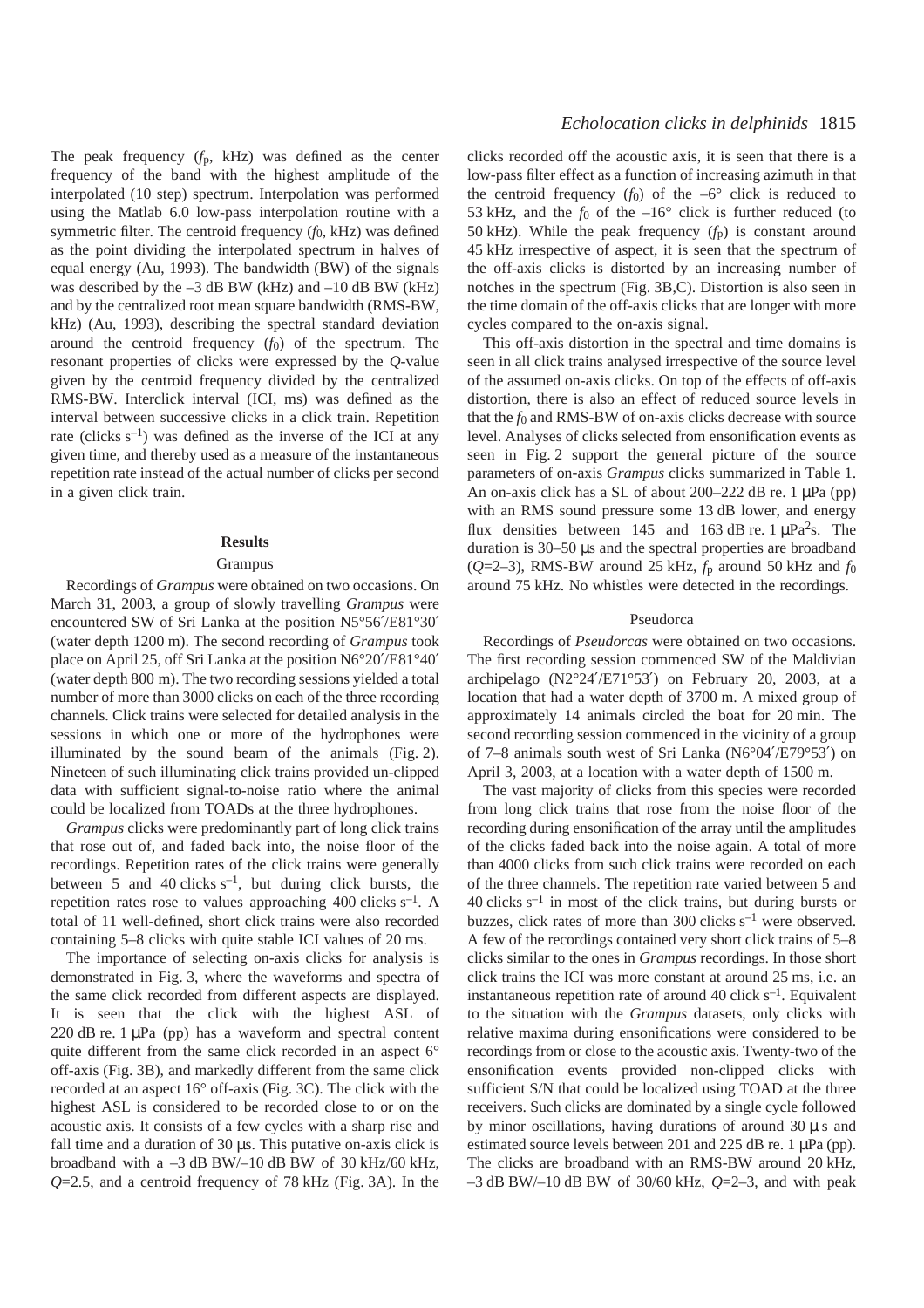The peak frequency ($f_p$, kHz) was defined as the center frequency of the band with the highest amplitude of the interpolated (10 step) spectrum. Interpolation was performed using the Matlab 6.0 low-pass interpolation routine with a symmetric filter. The centroid frequency ($f_0$, kHz) was defined as the point dividing the interpolated spectrum in halves of equal energy (Au, 1993). The bandwidth (BW) of the signals was described by the –3 dB BW (kHz) and –10 dB BW (kHz) and by the centralized root mean square bandwidth (RMS-BW, kHz) (Au, 1993), describing the spectral standard deviation around the centroid frequency ($f_0$) of the spectrum. The resonant properties of clicks were expressed by the *Q*-value given by the centroid frequency divided by the centralized RMS-BW. Interclick interval (ICI, ms) was defined as the interval between successive clicks in a click train. Repetition rate (clicks $s^{-1}$) was defined as the inverse of the ICI at any given time, and thereby used as a measure of the instantaneous repetition rate instead of the actual number of clicks per second in a given click train.

## Results

### Grampus

Recordings of *Grampus* were obtained on two occasions. On March 31, 2003, a group of slowly travelling *Grampus* were encountered SW of Sri Lanka at the position N5°56′/E81°30′ (water depth 1200 m). The second recording of *Grampus* took place on April 25, off Sri Lanka at the position N6°20′/E81°40′ (water depth 800 m). The two recording sessions yielded a total number of more than 3000 clicks on each of the three recording channels. Click trains were selected for detailed analysis in the sessions in which one or more of the hydrophones were illuminated by the sound beam of the animals (Fig. 2). Nineteen of such illuminating click trains provided un-clipped data with sufficient signal-to-noise ratio where the animal could be localized from TOADs at the three hydrophones.

*Grampus* clicks were predominantly part of long click trains that rose out of, and faded back into, the noise floor of the recordings. Repetition rates of the click trains were generally between 5 and 40 clicks $s^{-1}$, but during click bursts, the repetition rates rose to values approaching 400 clicks $s^{-1}$. A total of 11 well-defined, short click trains were also recorded containing 5–8 clicks with quite stable ICI values of 20 ms.

The importance of selecting on-axis clicks for analysis is demonstrated in Fig. 3, where the waveforms and spectra of the same click recorded from different aspects are displayed. It is seen that the click with the highest ASL of 220 dB re. 1 μPa (pp) has a waveform and spectral content quite different from the same click recorded in an aspect 6° off-axis (Fig. 3B), and markedly different from the same click recorded at an aspect 16° off-axis (Fig. 3C). The click with the highest ASL is considered to be recorded close to or on the acoustic axis. It consists of a few cycles with a sharp rise and fall time and a duration of 30 μs. This putative on-axis click is broadband with a –3 dB BW/–10 dB BW of 30 kHz/60 kHz, *Q*=2.5, and a centroid frequency of 78 kHz (Fig. 3A). In the clicks recorded off the acoustic axis, it is seen that there is a low-pass filter effect as a function of increasing azimuth in that the centroid frequency ($f_0$) of the –6° click is reduced to 53 kHz, and the $f_0$ of the –16° click is further reduced (to 50 kHz). While the peak frequency ($f_p$) is constant around 45 kHz irrespective of aspect, it is seen that the spectrum of the off-axis clicks is distorted by an increasing number of notches in the spectrum (Fig. 3B,C). Distortion is also seen in the time domain of the off-axis clicks that are longer with more cycles compared to the on-axis signal.

This off-axis distortion in the spectral and time domains is seen in all click trains analysed irrespective of the source level of the assumed on-axis clicks. On top of the effects of off-axis distortion, there is also an effect of reduced source levels in that the $f_0$ and RMS-BW of on-axis clicks decrease with source level. Analyses of clicks selected from ensonification events as seen in Fig. 2 support the general picture of the source parameters of on-axis *Grampus* clicks summarized in Table 1. An on-axis click has a SL of about 200–222 dB re. 1 μPa (pp) with an RMS sound pressure some 13 dB lower, and energy flux densities between 145 and 163 dB re. 1 μ$Pa^2$s. The duration is 30–50 μs and the spectral properties are broadband (*Q*=2–3), RMS-BW around 25 kHz, $f_p$ around 50 kHz and $f_0$ around 75 kHz. No whistles were detected in the recordings.

### Pseudorca

Recordings of *Pseudorcas* were obtained on two occasions. The first recording session commenced SW of the Maldivian archipelago (N2°24′/E71°53′) on February 20, 2003, at a location that had a water depth of 3700 m. A mixed group of approximately 14 animals circled the boat for 20 min. The second recording session commenced in the vicinity of a group of 7–8 animals south west of Sri Lanka (N6°04′/E79°53′) on April 3, 2003, at a location with a water depth of 1500 m.

The vast majority of clicks from this species were recorded from long click trains that rose from the noise floor of the recording during ensonification of the array until the amplitudes of the clicks faded back into the noise again. A total of more than 4000 clicks from such click trains were recorded on each of the three channels. The repetition rate varied between 5 and 40 clicks $s^{-1}$ in most of the click trains, but during bursts or buzzes, click rates of more than 300 clicks $s^{-1}$ were observed. A few of the recordings contained very short click trains of 5–8 clicks similar to the ones in *Grampus* recordings. In those short click trains the ICI was more constant at around 25 ms, i.e. an instantaneous repetition rate of around 40 click $s^{-1}$. Equivalent to the situation with the *Grampus* datasets, only clicks with relative maxima during ensonifications were considered to be recordings from or close to the acoustic axis. Twenty-two of the ensonification events provided non-clipped clicks with sufficient S/N that could be localized using TOAD at the three receivers. Such clicks are dominated by a single cycle followed by minor oscillations, having durations of around 30 μ s and estimated source levels between 201 and 225 dB re. 1 μPa (pp). The clicks are broadband with an RMS-BW around 20 kHz, –3 dB BW/–10 dB BW of 30/60 kHz, *Q*=2–3, and with peak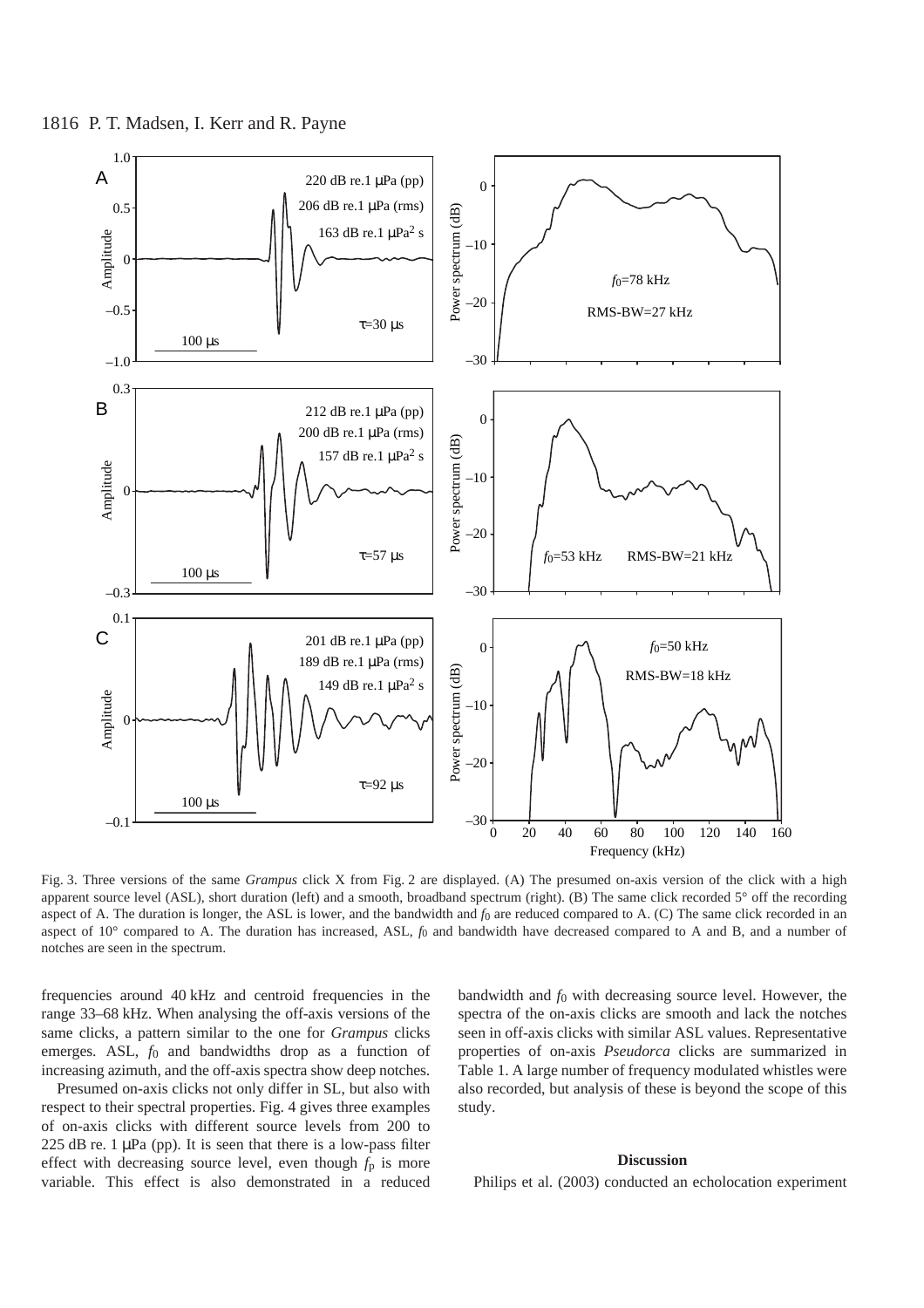A

220 dB re.1 μPa (pp)

206 dB re.1 μPa (rms)

163 dB re.1 μPa² s

τ=30 μs

100 μs

Amplitude

1.0

0.5

0

–0.5

–1.0

Power spectrum (dB)

0

–10

–20

–30

$f_0$=78 kHz

RMS-BW=27 kHz

B

212 dB re.1 μPa (pp)

200 dB re.1 μPa (rms)

157 dB re.1 μPa² s

τ=57 μs

100 μs

Amplitude

0.3

0

–0.3

Power spectrum (dB)

0

–10

–20

–30

$f_0$=53 kHz RMS-BW=21 kHz

C

201 dB re.1 μPa (pp)

189 dB re.1 μPa (rms)

149 dB re.1 μPa² s

τ=92 μs

100 μs

Amplitude

0.1

0

–0.1

Power spectrum (dB)

0

–10

–20

–30

$f_0$=50 kHz

RMS-BW=18 kHz

0 20 40 60 80 100 120 140 160

Frequency (kHz)

Fig. 3. Three versions of the same *Grampus* click X from Fig. 2 are displayed. (A) The presumed on-axis version of the click with a high apparent source level (ASL), short duration (left) and a smooth, broadband spectrum (right). (B) The same click recorded 5° off the recording aspect of A. The duration is longer, the ASL is lower, and the bandwidth and $f_0$ are reduced compared to A. (C) The same click recorded in an aspect of 10° compared to A. The duration has increased, ASL, $f_0$ and bandwidth have decreased compared to A and B, and a number of notches are seen in the spectrum.

frequencies around 40 kHz and centroid frequencies in the range 33–68 kHz. When analysing the off-axis versions of the same clicks, a pattern similar to the one for *Grampus* clicks emerges. ASL, $f_0$ and bandwidths drop as a function of increasing azimuth, and the off-axis spectra show deep notches.

Presumed on-axis clicks not only differ in SL, but also with respect to their spectral properties. Fig. 4 gives three examples of on-axis clicks with different source levels from 200 to 225 dB re. 1 μPa (pp). It is seen that there is a low-pass filter effect with decreasing source level, even though $f_p$ is more variable. This effect is also demonstrated in a reduced bandwidth and $f_0$ with decreasing source level. However, the spectra of the on-axis clicks are smooth and lack the notches seen in off-axis clicks with similar ASL values. Representative properties of on-axis *Pseudorca* clicks are summarized in Table 1. A large number of frequency modulated whistles were also recorded, but analysis of these is beyond the scope of this study.

## Discussion

Philips et al. (2003) conducted an echolocation experiment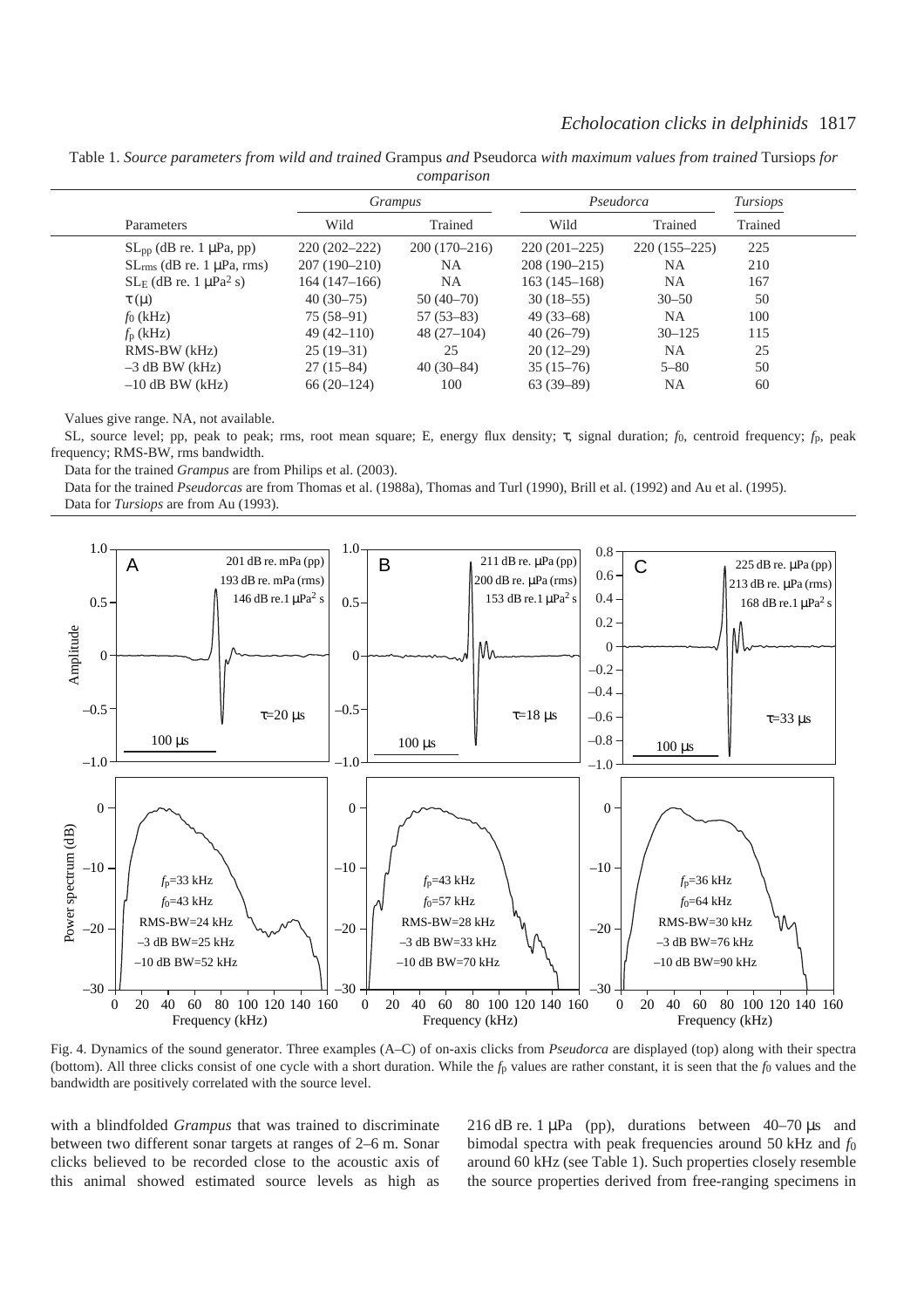Table 1. *Source parameters from wild and trained* Grampus *and* Pseudorca *with maximum values from trained* Tursiops *for comparison*

| Parameters | *Grampus* | | *Pseudorca* | | *Tursiops* |
|---|---|---|---|---|---|
| | Wild | Trained | Wild | Trained | Trained |
| $SL_{pp}$ (dB re. 1 μPa, pp) | 220 (202–222) | 200 (170–216) | 220 (201–225) | 220 (155–225) | 225 |
| $SL_{rms}$ (dB re. 1 μPa, rms) | 207 (190–210) | NA | 208 (190–215) | NA | 210 |
| $SL_E$ (dB re. 1 $\mu Pa^2$ s) | 164 (147–166) | NA | 163 (145–168) | NA | 167 |
| τ (μ) | 40 (30–75) | 50 (40–70) | 30 (18–55) | 30–50 | 50 |
| $f_0$ (kHz) | 75 (58–91) | 57 (53–83) | 49 (33–68) | NA | 100 |
| $f_p$ (kHz) | 49 (42–110) | 48 (27–104) | 40 (26–79) | 30–125 | 115 |
| RMS-BW (kHz) | 25 (19–31) | 25 | 20 (12–29) | NA | 25 |
| –3 dB BW (kHz) | 27 (15–84) | 40 (30–84) | 35 (15–76) | 5–80 | 50 |
| –10 dB BW (kHz) | 66 (20–124) | 100 | 63 (39–89) | NA | 60 |

Values give range. NA, not available.

SL, source level; pp, peak to peak; rms, root mean square; E, energy flux density; τ, signal duration; $f_0$, centroid frequency; $f_p$, peak frequency; RMS-BW, rms bandwidth.

Data for the trained *Grampus* are from Philips et al. (2003).

Data for the trained *Pseudorcas* are from Thomas et al. (1988a), Thomas and Turl (1990), Brill et al. (1992) and Au et al. (1995).

Data for *Tursiops* are from Au (1993).

A
201 dB re. mPa (pp)
193 dB re. mPa (rms)
146 dB re.1 μPa² s
τ=20 μs
100 μs

B
211 dB re. μPa (pp)
200 dB re. μPa (rms)
153 dB re.1 μPa² s
τ=18 μs
100 μs

C
225 dB re. μPa (pp)
213 dB re. μPa (rms)
168 dB re.1 μPa² s
τ=33 μs
100 μs

Amplitude

Power spectrum (dB)

$f_p$=33 kHz
$f_0$=43 kHz
RMS-BW=24 kHz
–3 dB BW=25 kHz
–10 dB BW=52 kHz

$f_p$=43 kHz
$f_0$=57 kHz
RMS-BW=28 kHz
–3 dB BW=33 kHz
–10 dB BW=70 kHz

$f_p$=36 kHz
$f_0$=64 kHz
RMS-BW=30 kHz
–3 dB BW=76 kHz
–10 dB BW=90 kHz

Frequency (kHz)

Fig. 4. Dynamics of the sound generator. Three examples (A–C) of on-axis clicks from *Pseudorca* are displayed (top) along with their spectra (bottom). All three clicks consist of one cycle with a short duration. While the $f_p$ values are rather constant, it is seen that the $f_0$ values and the bandwidth are positively correlated with the source level.

with a blindfolded *Grampus* that was trained to discriminate between two different sonar targets at ranges of 2–6 m. Sonar clicks believed to be recorded close to the acoustic axis of this animal showed estimated source levels as high as 216 dB re. 1 μPa (pp), durations between 40–70 μs and bimodal spectra with peak frequencies around 50 kHz and $f_0$ around 60 kHz (see Table 1). Such properties closely resemble the source properties derived from free-ranging specimens in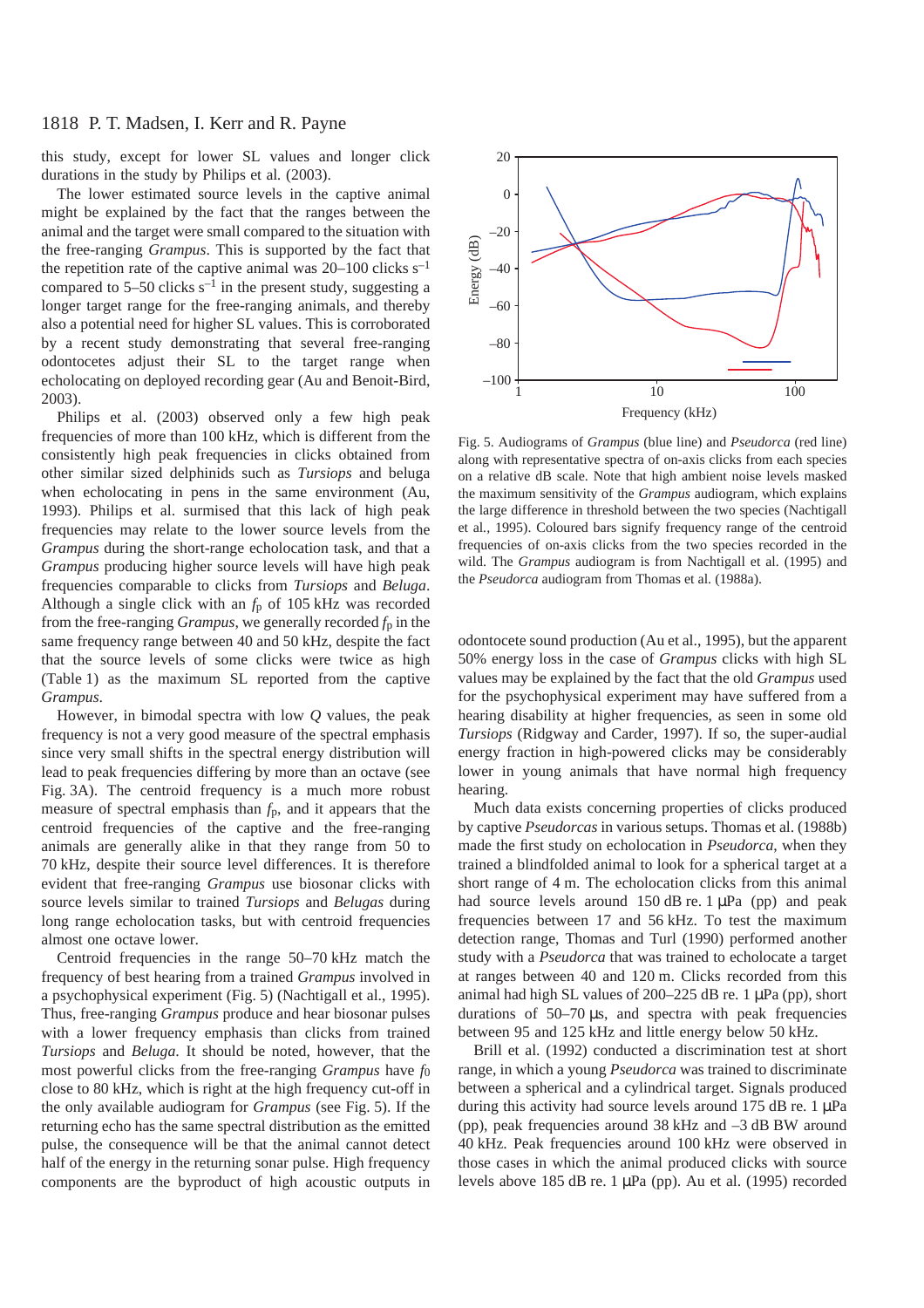this study, except for lower SL values and longer click durations in the study by Philips et al. (2003).

The lower estimated source levels in the captive animal might be explained by the fact that the ranges between the animal and the target were small compared to the situation with the free-ranging *Grampus*. This is supported by the fact that the repetition rate of the captive animal was 20–100 clicks $s^{-1}$ compared to 5–50 clicks $s^{-1}$ in the present study, suggesting a longer target range for the free-ranging animals, and thereby also a potential need for higher SL values. This is corroborated by a recent study demonstrating that several free-ranging odontocetes adjust their SL to the target range when echolocating on deployed recording gear (Au and Benoit-Bird, 2003).

Philips et al. (2003) observed only a few high peak frequencies of more than 100 kHz, which is different from the consistently high peak frequencies in clicks obtained from other similar sized delphinids such as *Tursiops* and beluga when echolocating in pens in the same environment (Au, 1993). Philips et al. surmised that this lack of high peak frequencies may relate to the lower source levels from the *Grampus* during the short-range echolocation task, and that a *Grampus* producing higher source levels will have high peak frequencies comparable to clicks from *Tursiops* and *Beluga*. Although a single click with an $f_p$ of 105 kHz was recorded from the free-ranging *Grampus*, we generally recorded $f_p$ in the same frequency range between 40 and 50 kHz, despite the fact that the source levels of some clicks were twice as high (Table 1) as the maximum SL reported from the captive *Grampus*.

However, in bimodal spectra with low $Q$ values, the peak frequency is not a very good measure of the spectral emphasis since very small shifts in the spectral energy distribution will lead to peak frequencies differing by more than an octave (see Fig. 3A). The centroid frequency is a much more robust measure of spectral emphasis than $f_p$, and it appears that the centroid frequencies of the captive and the free-ranging animals are generally alike in that they range from 50 to 70 kHz, despite their source level differences. It is therefore evident that free-ranging *Grampus* use biosonar clicks with source levels similar to trained *Tursiops* and *Belugas* during long range echolocation tasks, but with centroid frequencies almost one octave lower.

Centroid frequencies in the range 50–70 kHz match the frequency of best hearing from a trained *Grampus* involved in a psychophysical experiment (Fig. 5) (Nachtigall et al., 1995). Thus, free-ranging *Grampus* produce and hear biosonar pulses with a lower frequency emphasis than clicks from trained *Tursiops* and *Beluga*. It should be noted, however, that the most powerful clicks from the free-ranging *Grampus* have $f_0$ close to 80 kHz, which is right at the high frequency cut-off in the only available audiogram for *Grampus* (see Fig. 5). If the returning echo has the same spectral distribution as the emitted pulse, the consequence will be that the animal cannot detect half of the energy in the returning sonar pulse. High frequency components are the byproduct of high acoustic outputs in

20
0
–20
–40
–60
–80
–100
Energy (dB)
1
10
100
Frequency (kHz)

Fig. 5. Audiograms of *Grampus* (blue line) and *Pseudorca* (red line) along with representative spectra of on-axis clicks from each species on a relative dB scale. Note that high ambient noise levels masked the maximum sensitivity of the *Grampus* audiogram, which explains the large difference in threshold between the two species (Nachtigall et al., 1995). Coloured bars signify frequency range of the centroid frequencies of on-axis clicks from the two species recorded in the wild. The *Grampus* audiogram is from Nachtigall et al. (1995) and the *Pseudorca* audiogram from Thomas et al. (1988a).

odontocete sound production (Au et al., 1995), but the apparent 50% energy loss in the case of *Grampus* clicks with high SL values may be explained by the fact that the old *Grampus* used for the psychophysical experiment may have suffered from a hearing disability at higher frequencies, as seen in some old *Tursiops* (Ridgway and Carder, 1997). If so, the super-audial energy fraction in high-powered clicks may be considerably lower in young animals that have normal high frequency hearing.

Much data exists concerning properties of clicks produced by captive *Pseudorcas* in various setups. Thomas et al. (1988b) made the first study on echolocation in *Pseudorca*, when they trained a blindfolded animal to look for a spherical target at a short range of 4 m. The echolocation clicks from this animal had source levels around 150 dB re. 1 μPa (pp) and peak frequencies between 17 and 56 kHz. To test the maximum detection range, Thomas and Turl (1990) performed another study with a *Pseudorca* that was trained to echolocate a target at ranges between 40 and 120 m. Clicks recorded from this animal had high SL values of 200–225 dB re. 1 μPa (pp), short durations of 50–70 μs, and spectra with peak frequencies between 95 and 125 kHz and little energy below 50 kHz.

Brill et al. (1992) conducted a discrimination test at short range, in which a young *Pseudorca* was trained to discriminate between a spherical and a cylindrical target. Signals produced during this activity had source levels around 175 dB re. 1 μPa (pp), peak frequencies around 38 kHz and –3 dB BW around 40 kHz. Peak frequencies around 100 kHz were observed in those cases in which the animal produced clicks with source levels above 185 dB re. 1 μPa (pp). Au et al. (1995) recorded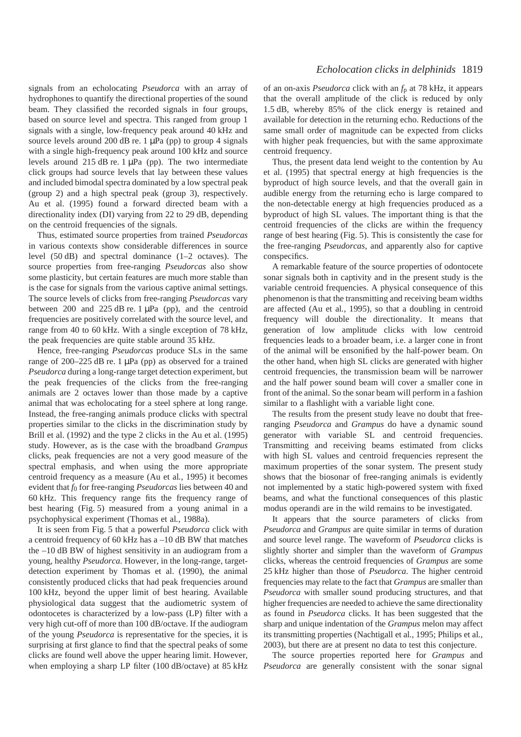signals from an echolocating *Pseudorca* with an array of hydrophones to quantify the directional properties of the sound beam. They classified the recorded signals in four groups, based on source level and spectra. This ranged from group 1 signals with a single, low-frequency peak around 40 kHz and source levels around 200 dB re. 1 μPa (pp) to group 4 signals with a single high-frequency peak around 100 kHz and source levels around 215 dB re. 1 μPa (pp). The two intermediate click groups had source levels that lay between these values and included bimodal spectra dominated by a low spectral peak (group 2) and a high spectral peak (group 3), respectively. Au et al. (1995) found a forward directed beam with a directionality index (DI) varying from 22 to 29 dB, depending on the centroid frequencies of the signals.

Thus, estimated source properties from trained *Pseudorcas* in various contexts show considerable differences in source level (50 dB) and spectral dominance (1–2 octaves). The source properties from free-ranging *Pseudorcas* also show some plasticity, but certain features are much more stable than is the case for signals from the various captive animal settings. The source levels of clicks from free-ranging *Pseudorcas* vary between 200 and 225 dB re. 1 μPa (pp), and the centroid frequencies are positively correlated with the source level, and range from 40 to 60 kHz. With a single exception of 78 kHz, the peak frequencies are quite stable around 35 kHz.

Hence, free-ranging *Pseudorcas* produce SLs in the same range of 200–225 dB re. 1 μPa (pp) as observed for a trained *Pseudorca* during a long-range target detection experiment, but the peak frequencies of the clicks from the free-ranging animals are 2 octaves lower than those made by a captive animal that was echolocating for a steel sphere at long range. Instead, the free-ranging animals produce clicks with spectral properties similar to the clicks in the discrimination study by Brill et al. (1992) and the type 2 clicks in the Au et al. (1995) study. However, as is the case with the broadband *Grampus* clicks, peak frequencies are not a very good measure of the spectral emphasis, and when using the more appropriate centroid frequency as a measure (Au et al., 1995) it becomes evident that $f_0$ for free-ranging *Pseudorcas* lies between 40 and 60 kHz. This frequency range fits the frequency range of best hearing (Fig. 5) measured from a young animal in a psychophysical experiment (Thomas et al., 1988a).

It is seen from Fig. 5 that a powerful *Pseudorca* click with a centroid frequency of 60 kHz has a –10 dB BW that matches the –10 dB BW of highest sensitivity in an audiogram from a young, healthy *Pseudorca*. However, in the long-range, target-detection experiment by Thomas et al. (1990), the animal consistently produced clicks that had peak frequencies around 100 kHz, beyond the upper limit of best hearing. Available physiological data suggest that the audiometric system of odontocetes is characterized by a low-pass (LP) filter with a very high cut-off of more than 100 dB/octave. If the audiogram of the young *Pseudorca* is representative for the species, it is surprising at first glance to find that the spectral peaks of some clicks are found well above the upper hearing limit. However, when employing a sharp LP filter (100 dB/octave) at 85 kHz of an on-axis *Pseudorca* click with an $f_p$ at 78 kHz, it appears that the overall amplitude of the click is reduced by only 1.5 dB, whereby 85% of the click energy is retained and available for detection in the returning echo. Reductions of the same small order of magnitude can be expected from clicks with higher peak frequencies, but with the same approximate centroid frequency.

Thus, the present data lend weight to the contention by Au et al. (1995) that spectral energy at high frequencies is the byproduct of high source levels, and that the overall gain in audible energy from the returning echo is large compared to the non-detectable energy at high frequencies produced as a byproduct of high SL values. The important thing is that the centroid frequencies of the clicks are within the frequency range of best hearing (Fig. 5). This is consistently the case for the free-ranging *Pseudorcas*, and apparently also for captive conspecifics.

A remarkable feature of the source properties of odontocete sonar signals both in captivity and in the present study is the variable centroid frequencies. A physical consequence of this phenomenon is that the transmitting and receiving beam widths are affected (Au et al., 1995), so that a doubling in centroid frequency will double the directionality. It means that generation of low amplitude clicks with low centroid frequencies leads to a broader beam, i.e. a larger cone in front of the animal will be ensonified by the half-power beam. On the other hand, when high SL clicks are generated with higher centroid frequencies, the transmission beam will be narrower and the half power sound beam will cover a smaller cone in front of the animal. So the sonar beam will perform in a fashion similar to a flashlight with a variable light cone.

The results from the present study leave no doubt that free-ranging *Pseudorca* and *Grampus* do have a dynamic sound generator with variable SL and centroid frequencies. Transmitting and receiving beams estimated from clicks with high SL values and centroid frequencies represent the maximum properties of the sonar system. The present study shows that the biosonar of free-ranging animals is evidently not implemented by a static high-powered system with fixed beams, and what the functional consequences of this plastic modus operandi are in the wild remains to be investigated.

It appears that the source parameters of clicks from *Pseudorca* and *Grampus* are quite similar in terms of duration and source level range. The waveform of *Pseudorca* clicks is slightly shorter and simpler than the waveform of *Grampus* clicks, whereas the centroid frequencies of *Grampus* are some 25 kHz higher than those of *Pseudorca*. The higher centroid frequencies may relate to the fact that *Grampus* are smaller than *Pseudorca* with smaller sound producing structures, and that higher frequencies are needed to achieve the same directionality as found in *Pseudorca* clicks. It has been suggested that the sharp and unique indentation of the *Grampus* melon may affect its transmitting properties (Nachtigall et al., 1995; Philips et al., 2003), but there are at present no data to test this conjecture.

The source properties reported here for *Grampus* and *Pseudorca* are generally consistent with the sonar signal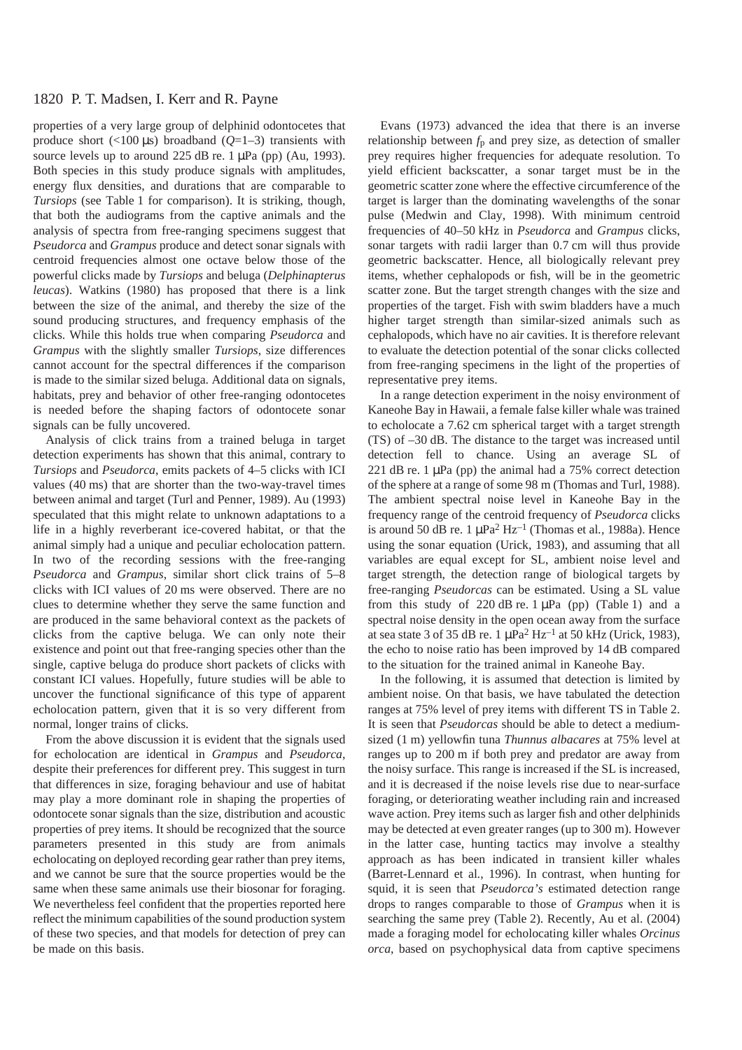properties of a very large group of delphinid odontocetes that produce short (<100 μs) broadband ($Q$=1–3) transients with source levels up to around 225 dB re. 1 μPa (pp) (Au, 1993). Both species in this study produce signals with amplitudes, energy flux densities, and durations that are comparable to *Tursiops* (see Table 1 for comparison). It is striking, though, that both the audiograms from the captive animals and the analysis of spectra from free-ranging specimens suggest that *Pseudorca* and *Grampus* produce and detect sonar signals with centroid frequencies almost one octave below those of the powerful clicks made by *Tursiops* and beluga (*Delphinapterus leucas*). Watkins (1980) has proposed that there is a link between the size of the animal, and thereby the size of the sound producing structures, and frequency emphasis of the clicks. While this holds true when comparing *Pseudorca* and *Grampus* with the slightly smaller *Tursiops*, size differences cannot account for the spectral differences if the comparison is made to the similar sized beluga. Additional data on signals, habitats, prey and behavior of other free-ranging odontocetes is needed before the shaping factors of odontocete sonar signals can be fully uncovered.

Analysis of click trains from a trained beluga in target detection experiments has shown that this animal, contrary to *Tursiops* and *Pseudorca*, emits packets of 4–5 clicks with ICI values (40 ms) that are shorter than the two-way-travel times between animal and target (Turl and Penner, 1989). Au (1993) speculated that this might relate to unknown adaptations to a life in a highly reverberant ice-covered habitat, or that the animal simply had a unique and peculiar echolocation pattern. In two of the recording sessions with the free-ranging *Pseudorca* and *Grampus*, similar short click trains of 5–8 clicks with ICI values of 20 ms were observed. There are no clues to determine whether they serve the same function and are produced in the same behavioral context as the packets of clicks from the captive beluga. We can only note their existence and point out that free-ranging species other than the single, captive beluga do produce short packets of clicks with constant ICI values. Hopefully, future studies will be able to uncover the functional significance of this type of apparent echolocation pattern, given that it is so very different from normal, longer trains of clicks.

From the above discussion it is evident that the signals used for echolocation are identical in *Grampus* and *Pseudorca*, despite their preferences for different prey. This suggest in turn that differences in size, foraging behaviour and use of habitat may play a more dominant role in shaping the properties of odontocete sonar signals than the size, distribution and acoustic properties of prey items. It should be recognized that the source parameters presented in this study are from animals echolocating on deployed recording gear rather than prey items, and we cannot be sure that the source properties would be the same when these same animals use their biosonar for foraging. We nevertheless feel confident that the properties reported here reflect the minimum capabilities of the sound production system of these two species, and that models for detection of prey can be made on this basis.

Evans (1973) advanced the idea that there is an inverse relationship between $f_p$ and prey size, as detection of smaller prey requires higher frequencies for adequate resolution. To yield efficient backscatter, a sonar target must be in the geometric scatter zone where the effective circumference of the target is larger than the dominating wavelengths of the sonar pulse (Medwin and Clay, 1998). With minimum centroid frequencies of 40–50 kHz in *Pseudorca* and *Grampus* clicks, sonar targets with radii larger than 0.7 cm will thus provide geometric backscatter. Hence, all biologically relevant prey items, whether cephalopods or fish, will be in the geometric scatter zone. But the target strength changes with the size and properties of the target. Fish with swim bladders have a much higher target strength than similar-sized animals such as cephalopods, which have no air cavities. It is therefore relevant to evaluate the detection potential of the sonar clicks collected from free-ranging specimens in the light of the properties of representative prey items.

In a range detection experiment in the noisy environment of Kaneohe Bay in Hawaii, a female false killer whale was trained to echolocate a 7.62 cm spherical target with a target strength (TS) of –30 dB. The distance to the target was increased until detection fell to chance. Using an average SL of 221 dB re. 1 μPa (pp) the animal had a 75% correct detection of the sphere at a range of some 98 m (Thomas and Turl, 1988). The ambient spectral noise level in Kaneohe Bay in the frequency range of the centroid frequency of *Pseudorca* clicks is around 50 dB re. 1 μPa$^2$ Hz$^{-1}$ (Thomas et al., 1988a). Hence using the sonar equation (Urick, 1983), and assuming that all variables are equal except for SL, ambient noise level and target strength, the detection range of biological targets by free-ranging *Pseudorcas* can be estimated. Using a SL value from this study of 220 dB re. 1 μPa (pp) (Table 1) and a spectral noise density in the open ocean away from the surface at sea state 3 of 35 dB re. 1 μPa$^2$ Hz$^{-1}$ at 50 kHz (Urick, 1983), the echo to noise ratio has been improved by 14 dB compared to the situation for the trained animal in Kaneohe Bay.

In the following, it is assumed that detection is limited by ambient noise. On that basis, we have tabulated the detection ranges at 75% level of prey items with different TS in Table 2. It is seen that *Pseudorcas* should be able to detect a medium-sized (1 m) yellowfin tuna *Thunnus albacares* at 75% level at ranges up to 200 m if both prey and predator are away from the noisy surface. This range is increased if the SL is increased, and it is decreased if the noise levels rise due to near-surface foraging, or deteriorating weather including rain and increased wave action. Prey items such as larger fish and other delphinids may be detected at even greater ranges (up to 300 m). However in the latter case, hunting tactics may involve a stealthy approach as has been indicated in transient killer whales (Barret-Lennard et al., 1996). In contrast, when hunting for squid, it is seen that *Pseudorca's* estimated detection range drops to ranges comparable to those of *Grampus* when it is searching the same prey (Table 2). Recently, Au et al. (2004) made a foraging model for echolocating killer whales *Orcinus orca*, based on psychophysical data from captive specimens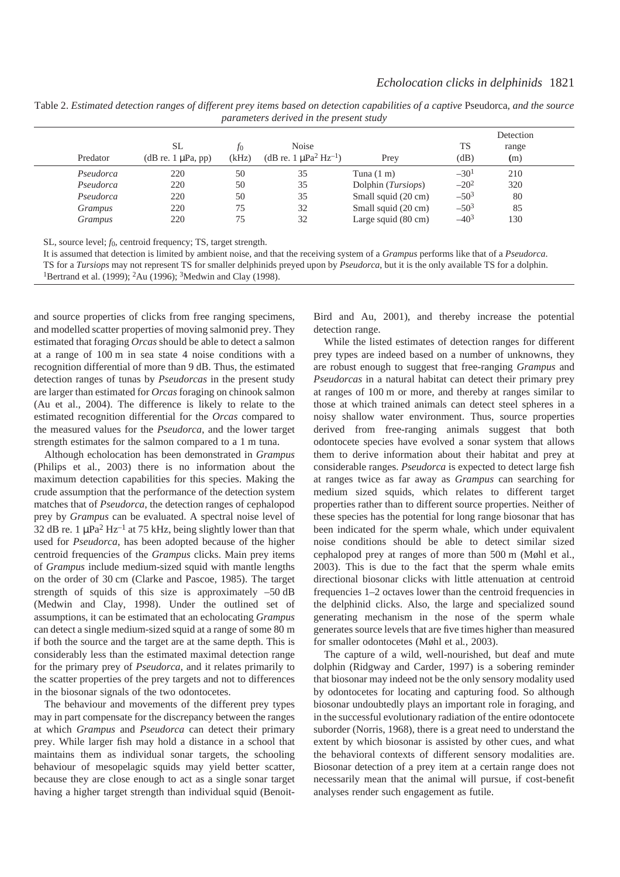Table 2. *Estimated detection ranges of different prey items based on detection capabilities of a captive* Pseudorca*, and the source parameters derived in the present study*

| Predator | SL (dB re. 1 μPa, pp) | $f_0$ (kHz) | Noise (dB re. 1 $\mu Pa^2 Hz^{-1}$) | Prey | TS (dB) | Detection range (m) |
|---|---|---|---|---|---|---|
| *Pseudorca* | 220 | 50 | 35 | Tuna (1 m) | –30[1] | 210 |
| *Pseudorca* | 220 | 50 | 35 | Dolphin (*Tursiops*) | –20[2] | 320 |
| *Pseudorca* | 220 | 50 | 35 | Small squid (20 cm) | –50[3] | 80 |
| *Grampus* | 220 | 75 | 32 | Small squid (20 cm) | –50[3] | 85 |
| *Grampus* | 220 | 75 | 32 | Large squid (80 cm) | –40[3] | 130 |

SL, source level; $f_0$, centroid frequency; TS, target strength.

It is assumed that detection is limited by ambient noise, and that the receiving system of a *Grampus* performs like that of a *Pseudorca*.

TS for a *Tursiops* may not represent TS for smaller delphinids preyed upon by *Pseudorca*, but it is the only available TS for a dolphin.

[1]Bertrand et al. (1999); [2]Au (1996); [3]Medwin and Clay (1998).

and source properties of clicks from free ranging specimens, and modelled scatter properties of moving salmonid prey. They estimated that foraging *Orcas* should be able to detect a salmon at a range of 100 m in sea state 4 noise conditions with a recognition differential of more than 9 dB. Thus, the estimated detection ranges of tunas by *Pseudorcas* in the present study are larger than estimated for *Orcas* foraging on chinook salmon (Au et al., 2004). The difference is likely to relate to the estimated recognition differential for the *Orcas* compared to the measured values for the *Pseudorca*, and the lower target strength estimates for the salmon compared to a 1 m tuna.

Although echolocation has been demonstrated in *Grampus* (Philips et al., 2003) there is no information about the maximum detection capabilities for this species. Making the crude assumption that the performance of the detection system matches that of *Pseudorca*, the detection ranges of cephalopod prey by *Grampus* can be evaluated. A spectral noise level of 32 dB re. 1 $\mu Pa^2 Hz^{-1}$ at 75 kHz, being slightly lower than that used for *Pseudorca*, has been adopted because of the higher centroid frequencies of the *Grampus* clicks. Main prey items of *Grampus* include medium-sized squid with mantle lengths on the order of 30 cm (Clarke and Pascoe, 1985). The target strength of squids of this size is approximately –50 dB (Medwin and Clay, 1998). Under the outlined set of assumptions, it can be estimated that an echolocating *Grampus* can detect a single medium-sized squid at a range of some 80 m if both the source and the target are at the same depth. This is considerably less than the estimated maximal detection range for the primary prey of *Pseudorca*, and it relates primarily to the scatter properties of the prey targets and not to differences in the biosonar signals of the two odontocetes.

The behaviour and movements of the different prey types may in part compensate for the discrepancy between the ranges at which *Grampus* and *Pseudorca* can detect their primary prey. While larger fish may hold a distance in a school that maintains them as individual sonar targets, the schooling behaviour of mesopelagic squids may yield better scatter, because they are close enough to act as a single sonar target having a higher target strength than individual squid (Benoit-Bird and Au, 2001), and thereby increase the potential detection range.

While the listed estimates of detection ranges for different prey types are indeed based on a number of unknowns, they are robust enough to suggest that free-ranging *Grampus* and *Pseudorcas* in a natural habitat can detect their primary prey at ranges of 100 m or more, and thereby at ranges similar to those at which trained animals can detect steel spheres in a noisy shallow water environment. Thus, source properties derived from free-ranging animals suggest that both odontocete species have evolved a sonar system that allows them to derive information about their habitat and prey at considerable ranges. *Pseudorca* is expected to detect large fish at ranges twice as far away as *Grampus* can searching for medium sized squids, which relates to different target properties rather than to different source properties. Neither of these species has the potential for long range biosonar that has been indicated for the sperm whale, which under equivalent noise conditions should be able to detect similar sized cephalopod prey at ranges of more than 500 m (Møhl et al., 2003). This is due to the fact that the sperm whale emits directional biosonar clicks with little attenuation at centroid frequencies 1–2 octaves lower than the centroid frequencies in the delphinid clicks. Also, the large and specialized sound generating mechanism in the nose of the sperm whale generates source levels that are five times higher than measured for smaller odontocetes (Møhl et al., 2003).

The capture of a wild, well-nourished, but deaf and mute dolphin (Ridgway and Carder, 1997) is a sobering reminder that biosonar may indeed not be the only sensory modality used by odontocetes for locating and capturing food. So although biosonar undoubtedly plays an important role in foraging, and in the successful evolutionary radiation of the entire odontocete suborder (Norris, 1968), there is a great need to understand the extent by which biosonar is assisted by other cues, and what the behavioral contexts of different sensory modalities are. Biosonar detection of a prey item at a certain range does not necessarily mean that the animal will pursue, if cost-benefit analyses render such engagement as futile.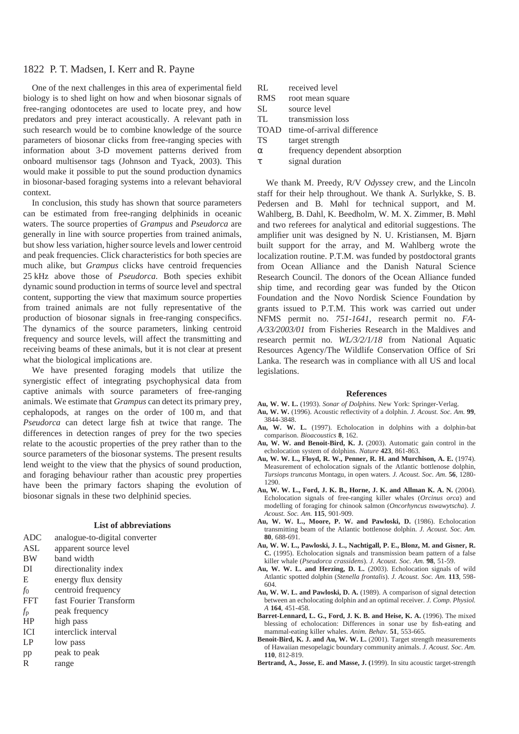One of the next challenges in this area of experimental field biology is to shed light on how and when biosonar signals of free-ranging odontocetes are used to locate prey, and how predators and prey interact acoustically. A relevant path in such research would be to combine knowledge of the source parameters of biosonar clicks from free-ranging species with information about 3-D movement patterns derived from onboard multisensor tags (Johnson and Tyack, 2003). This would make it possible to put the sound production dynamics in biosonar-based foraging systems into a relevant behavioral context.

In conclusion, this study has shown that source parameters can be estimated from free-ranging delphinids in oceanic waters. The source properties of *Grampus* and *Pseudorca* are generally in line with source properties from trained animals, but show less variation, higher source levels and lower centroid and peak frequencies. Click characteristics for both species are much alike, but *Grampus* clicks have centroid frequencies 25 kHz above those of *Pseudorca*. Both species exhibit dynamic sound production in terms of source level and spectral content, supporting the view that maximum source properties from trained animals are not fully representative of the production of biosonar signals in free-ranging conspecifics. The dynamics of the source parameters, linking centroid frequency and source levels, will affect the transmitting and receiving beams of these animals, but it is not clear at present what the biological implications are.

We have presented foraging models that utilize the synergistic effect of integrating psychophysical data from captive animals with source parameters of free-ranging animals. We estimate that *Grampus* can detect its primary prey, cephalopods, at ranges on the order of 100 m, and that *Pseudorca* can detect large fish at twice that range. The differences in detection ranges of prey for the two species relate to the acoustic properties of the prey rather than to the source parameters of the biosonar systems. The present results lend weight to the view that the physics of sound production, and foraging behaviour rather than acoustic prey properties have been the primary factors shaping the evolution of biosonar signals in these two delphinid species.

## List of abbreviations

| | |
|---|---|
| ADC | analogue-to-digital converter |
| ASL | apparent source level |
| BW | band width |
| DI | directionality index |
| E | energy flux density |
| $f_0$ | centroid frequency |
| FFT | fast Fourier Transform |
| $f_p$ | peak frequency |
| HP | high pass |
| ICI | interclick interval |
| LP | low pass |
| pp | peak to peak |
| R | range |
| RL | received level |
| RMS | root mean square |
| SL | source level |
| TL | transmission loss |
| TOAD | time-of-arrival difference |
| TS | target strength |
| $\alpha$ | frequency dependent absorption |
| $\tau$ | signal duration |

We thank M. Preedy, R/V *Odyssey* crew, and the Lincoln staff for their help throughout. We thank A. Surlykke, S. B. Pedersen and B. Møhl for technical support, and M. Wahlberg, B. Dahl, K. Beedholm, W. M. X. Zimmer, B. Møhl and two referees for analytical and editorial suggestions. The amplifier unit was designed by N. U. Kristiansen, M. Bjørn built support for the array, and M. Wahlberg wrote the localization routine. P.T.M. was funded by postdoctoral grants from Ocean Alliance and the Danish Natural Science Research Council. The donors of the Ocean Alliance funded ship time, and recording gear was funded by the Oticon Foundation and the Novo Nordisk Science Foundation by grants issued to P.T.M. This work was carried out under NFMS permit no. *751-1641*, research permit no. *FA-A/33/2003/01* from Fisheries Research in the Maldives and research permit no. *WL/3/2/1/18* from National Aquatic Resources Agency/The Wildlife Conservation Office of Sri Lanka. The research was in compliance with all US and local legislations.

## References

**Au, W. W. L.** (1993). *Sonar of Dolphins*. New York: Springer-Verlag.

**Au, W. W.** (1996). Acoustic reflectivity of a dolphin. *J. Acoust. Soc. Am.* **99**, 3844-3848.

**Au, W. W. L.** (1997). Echolocation in dolphins with a dolphin-bat comparison. *Bioacoustics* **8**, 162.

**Au, W. W. and Benoit-Bird, K. J.** (2003). Automatic gain control in the echolocation system of dolphins. *Nature* **423**, 861-863.

**Au, W. W. L., Floyd, R. W., Penner, R. H. and Murchison, A. E.** (1974). Measurement of echolocation signals of the Atlantic bottlenose dolphin, *Tursiops truncatus* Montagu, in open waters. *J. Acoust. Soc. Am.* **56**, 1280-1290.

**Au, W. W. L., Ford, J. K. B., Horne, J. K. and Allman K. A. N.** (2004). Echolocation signals of free-ranging killer whales (*Orcinus orca*) and modelling of foraging for chinook salmon (*Oncorhyncus tswawytscha*). *J. Acoust. Soc. Am.* **115**, 901-909.

**Au, W. W. L., Moore, P. W. and Pawloski, D.** (1986). Echolocation transmitting beam of the Atlantic bottlenose dolphin. *J. Acoust. Soc. Am.* **80**, 688-691.

**Au, W. W. L., Pawloski, J. L., Nachtigall, P. E., Blonz, M. and Gisner, R. C.** (1995). Echolocation signals and transmission beam pattern of a false killer whale (*Pseudorca crassidens*). *J. Acoust. Soc. Am.* **98**, 51-59.

**Au, W. W. L. and Herzing, D. L.** (2003). Echolocation signals of wild Atlantic spotted dolphin (*Stenella frontalis*). *J. Acoust. Soc. Am.* **113**, 598-604.

**Au, W. W. L. and Pawloski, D. A.** (1989). A comparison of signal detection between an echolocating dolphin and an optimal receiver. *J. Comp. Physiol. A* **164**, 451-458.

**Barret-Lennard, L. G., Ford, J. K. B. and Heise, K. A.** (1996). The mixed blessing of echolocation: Differences in sonar use by fish-eating and mammal-eating killer whales. *Anim. Behav.* **51**, 553-665.

**Benoit-Bird, K. J. and Au, W. W. L.** (2001). Target strength measurements of Hawaiian mesopelagic boundary community animals. *J. Acoust. Soc. Am.* **110**, 812-819.

**Bertrand, A., Josse, E. and Masse, J. (**1999). In situ acoustic target-strength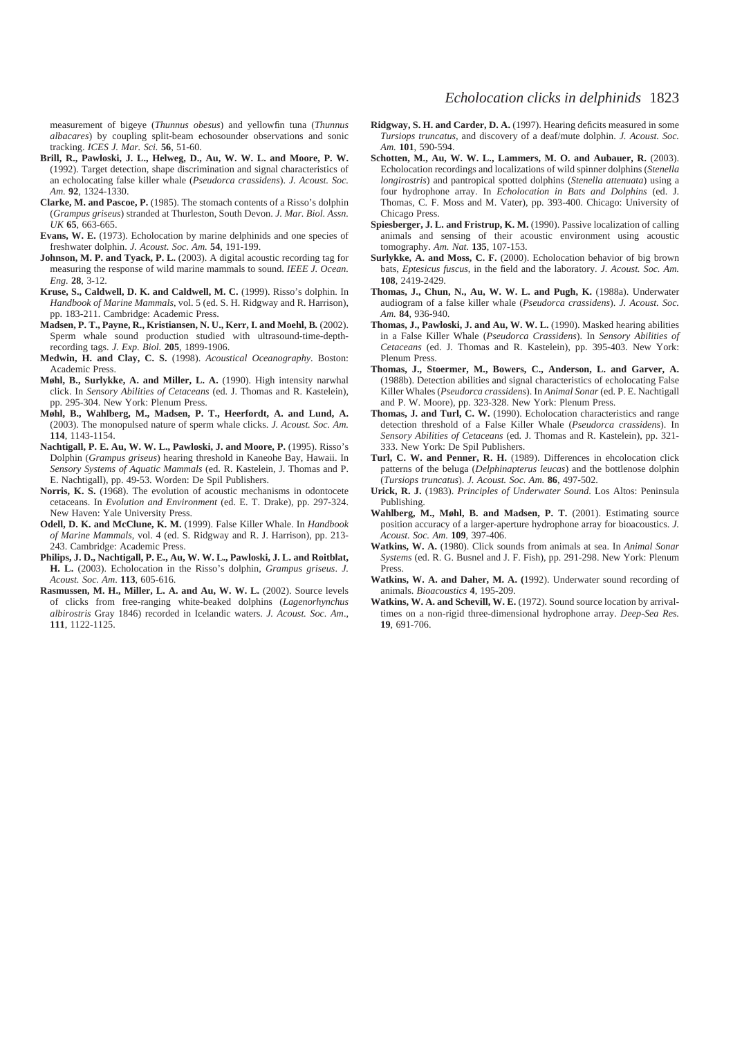measurement of bigeye (*Thunnus obesus*) and yellowfin tuna (*Thunnus albacares*) by coupling split-beam echosounder observations and sonic tracking. *ICES J. Mar. Sci.* **56**, 51-60.

**Brill, R., Pawloski, J. L., Helweg, D., Au, W. W. L. and Moore, P. W.** (1992). Target detection, shape discrimination and signal characteristics of an echolocating false killer whale (*Pseudorca crassidens*). *J. Acoust. Soc. Am.* **92**, 1324-1330.

**Clarke, M. and Pascoe, P.** (1985). The stomach contents of a Risso's dolphin (*Grampus griseus*) stranded at Thurleston, South Devon. *J. Mar. Biol. Assn. UK* **65**, 663-665.

**Evans, W. E.** (1973). Echolocation by marine delphinids and one species of freshwater dolphin. *J. Acoust. Soc. Am.* **54**, 191-199.

**Johnson, M. P. and Tyack, P. L.** (2003). A digital acoustic recording tag for measuring the response of wild marine mammals to sound. *IEEE J. Ocean. Eng.* **28**, 3-12.

**Kruse, S., Caldwell, D. K. and Caldwell, M. C.** (1999). Risso's dolphin. In *Handbook of Marine Mammals*, vol. 5 (ed. S. H. Ridgway and R. Harrison), pp. 183-211. Cambridge: Academic Press.

**Madsen, P. T., Payne, R., Kristiansen, N. U., Kerr, I. and Moehl, B.** (2002). Sperm whale sound production studied with ultrasound-time-depth-recording tags. *J. Exp. Biol.* **205**, 1899-1906.

**Medwin, H. and Clay, C. S.** (1998). *Acoustical Oceanography*. Boston: Academic Press.

**Møhl, B., Surlykke, A. and Miller, L. A.** (1990). High intensity narwhal click. In *Sensory Abilities of Cetaceans* (ed. J. Thomas and R. Kastelein), pp. 295-304. New York: Plenum Press.

**Møhl, B., Wahlberg, M., Madsen, P. T., Heerfordt, A. and Lund, A.** (2003). The monopulsed nature of sperm whale clicks. *J. Acoust. Soc. Am.* **114**, 1143-1154.

**Nachtigall, P. E. Au, W. W. L., Pawloski, J. and Moore, P.** (1995). Risso's Dolphin (*Grampus griseus*) hearing threshold in Kaneohe Bay, Hawaii. In *Sensory Systems of Aquatic Mammals* (ed. R. Kastelein, J. Thomas and P. E. Nachtigall), pp. 49-53. Worden: De Spil Publishers.

**Norris, K. S.** (1968). The evolution of acoustic mechanisms in odontocete cetaceans. In *Evolution and Environment* (ed. E. T. Drake), pp. 297-324. New Haven: Yale University Press.

**Odell, D. K. and McClune, K. M.** (1999). False Killer Whale. In *Handbook of Marine Mammals*, vol. 4 (ed. S. Ridgway and R. J. Harrison), pp. 213-243. Cambridge: Academic Press.

**Philips, J. D., Nachtigall, P. E., Au, W. W. L., Pawloski, J. L. and Roitblat, H. L.** (2003). Echolocation in the Risso's dolphin, *Grampus griseus*. *J. Acoust. Soc. Am*. **113**, 605-616.

**Rasmussen, M. H., Miller, L. A. and Au, W. W. L.** (2002). Source levels of clicks from free-ranging white-beaked dolphins (*Lagenorhynchus albirostris* Gray 1846) recorded in Icelandic waters. *J. Acoust. Soc. Am*., **111**, 1122-1125.

**Ridgway, S. H. and Carder, D. A.** (1997). Hearing deficits measured in some *Tursiops truncatus*, and discovery of a deaf/mute dolphin. *J. Acoust. Soc. Am.* **101**, 590-594.

**Schotten, M., Au, W. W. L., Lammers, M. O. and Aubauer, R.** (2003). Echolocation recordings and localizations of wild spinner dolphins (*Stenella longirostris*) and pantropical spotted dolphins (*Stenella attenuata*) using a four hydrophone array. In *Echolocation in Bats and Dolphins* (ed. J. Thomas, C. F. Moss and M. Vater), pp. 393-400. Chicago: University of Chicago Press.

**Spiesberger, J. L. and Fristrup, K. M.** (1990). Passive localization of calling animals and sensing of their acoustic environment using acoustic tomography. *Am. Nat.* **135**, 107-153.

**Surlykke, A. and Moss, C. F.** (2000). Echolocation behavior of big brown bats, *Eptesicus fuscus*, in the field and the laboratory. *J. Acoust. Soc. Am.* **108**, 2419-2429.

**Thomas, J., Chun, N., Au, W. W. L. and Pugh, K.** (1988a). Underwater audiogram of a false killer whale (*Pseudorca crassidens*). *J. Acoust. Soc. Am.* **84**, 936-940.

**Thomas, J., Pawloski, J. and Au, W. W. L.** (1990). Masked hearing abilities in a False Killer Whale (*Pseudorca Crassidens*). In *Sensory Abilities of Cetaceans* (ed. J. Thomas and R. Kastelein), pp. 395-403. New York: Plenum Press.

**Thomas, J., Stoermer, M., Bowers, C., Anderson, L. and Garver, A.** (1988b). Detection abilities and signal characteristics of echolocating False Killer Whales (*Pseudorca crassidens*). In *Animal Sonar* (ed. P. E. Nachtigall and P. W. Moore), pp. 323-328. New York: Plenum Press.

**Thomas, J. and Turl, C. W.** (1990). Echolocation characteristics and range detection threshold of a False Killer Whale (*Pseudorca crassidens*). In *Sensory Abilities of Cetaceans* (ed. J. Thomas and R. Kastelein), pp. 321-333. New York: De Spil Publishers.

**Turl, C. W. and Penner, R. H.** (1989). Differences in ehcolocation click patterns of the beluga (*Delphinapterus leucas*) and the bottlenose dolphin (*Tursiops truncatus*). *J. Acoust. Soc. Am.* **86**, 497-502.

**Urick, R. J.** (1983). *Principles of Underwater Sound*. Los Altos: Peninsula Publishing.

**Wahlberg, M., Møhl, B. and Madsen, P. T.** (2001). Estimating source position accuracy of a larger-aperture hydrophone array for bioacoustics. *J. Acoust. Soc. Am.* **109**, 397-406.

**Watkins, W. A.** (1980). Click sounds from animals at sea. In *Animal Sonar Systems* (ed. R. G. Busnel and J. F. Fish), pp. 291-298. New York: Plenum Press.

**Watkins, W. A. and Daher, M. A. (**1992). Underwater sound recording of animals. *Bioacoustics* **4**, 195-209.

**Watkins, W. A. and Schevill, W. E.** (1972). Sound source location by arrival-times on a non-rigid three-dimensional hydrophone array. *Deep-Sea Res.* **19**, 691-706.